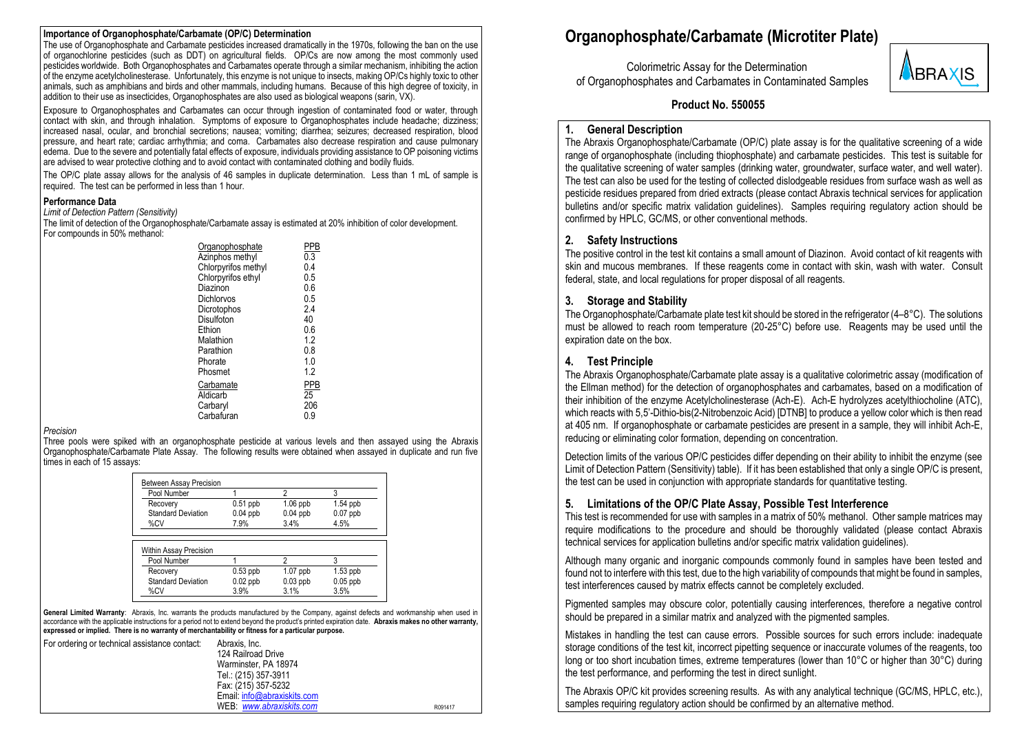### Importance of Organophosphate/Carbamate (OP/C) Determination

The use of Organophosphate and Carbamate pesticides increased dramatically in the 1970s, following the ban on the use of organochlorine pesticides (such as DDT) on agricultural fields. OP/Cs are now among the most commonly used pesticides worldwide. Both Organophosphates and Carbamates operate through a similar mechanism, inhibiting the action of the enzyme acetylcholinesterase. Unfortunately, this enzyme is not unique to insects, making OP/Cs highly toxic to other animals, such as amphibians and birds and other mammals, including humans. Because of this high degree of toxicity, in addition to their use as insecticides, Organophosphates are also used as biological weapons (sarin, VX).

Exposure to Organophosphates and Carbamates can occur through ingestion of contaminated food or water, through contact with skin, and through inhalation. Symptoms of exposure to Organophosphates include headache; dizziness; increased nasal, ocular, and bronchial secretions; nausea; vomiting; diarrhea; seizures; decreased respiration, blood pressure, and heart rate; cardiac arrhythmia; and coma. Carbamates also decrease respiration and cause pulmonary edema. Due to the severe and potentially fatal effects of exposure, individuals providing assistance to OP poisoning victims are advised to wear protective clothing and to avoid contact with contaminated clothing and bodily fluids.

The OP/C plate assay allows for the analysis of 46 samples in duplicate determination. Less than 1 mL of sample is required. The test can be performed in less than 1 hour.

### Performance Data

*Limit of Detection Pattern (Sensitivity)*

The limit of detection of the Organophosphate/Carbamate assay is estimated at 20% inhibition of color development. For compounds in 50% methanol:

| Organophosphate | PPB |
|---|---|
| Azinphos methyl | 0.3 |
| Chlorpyrifos methyl | 0.4 |
| Chlorpyrifos ethyl | 0.5 |
| Diazinon | 0.6 |
| Dichlorvos | 0.5 |
| Dicrotophos | 2.4 |
| Disulfoton | 40 |
| Ethion | 0.6 |
| Malathion | 1.2 |
| Parathion | 0.8 |
| Phorate | 1.0 |
| Phosmet | 1.2 |

| Carbamate | PPB |
|---|---|
| Aldicarb | 25 |
| Carbaryl | 206 |
| Carbafuran | 0.9 |

*Precision*

Three pools were spiked with an organophosphate pesticide at various levels and then assayed using the Abraxis Organophosphate/Carbamate Plate Assay. The following results were obtained when assayed in duplicate and run five times in each of 15 assays:

**Between Assay Precision**

| Pool Number | 1 | 2 | 3 |
|---|---|---|---|
| Recovery | 0.51 ppb | 1.06 ppb | 1.54 ppb |
| Standard Deviation | 0.04 ppb | 0.04 ppb | 0.07 ppb |
| %CV | 7.9% | 3.4% | 4.5% |

**Within Assay Precision**

| Pool Number | 1 | 2 | 3 |
|---|---|---|---|
| Recovery | 0.53 ppb | 1.07 ppb | 1.53 ppb |
| Standard Deviation | 0.02 ppb | 0.03 ppb | 0.05 ppb |
| %CV | 3.9% | 3.1% | 3.5% |

**General Limited Warranty**: Abraxis, Inc. warrants the products manufactured by the Company, against defects and workmanship when used in accordance with the applicable instructions for a period not to extend beyond the product's printed expiration date. **Abraxis makes no other warranty, expressed or implied. There is no warranty of merchantability or fitness for a particular purpose.**

For ordering or technical assistance contact:

Abraxis, Inc.
124 Railroad Drive
Warminster, PA 18974
Tel.: (215) 357-3911
Fax: (215) 357-5232
Email: info@abraxiskits.com
WEB: www.abraxiskits.com

R091417

# Organophosphate/Carbamate (Microtiter Plate)

Colorimetric Assay for the Determination of Organophosphates and Carbamates in Contaminated Samples

ABRAXIS

**Product No. 550055**

## 1. General Description

The Abraxis Organophosphate/Carbamate (OP/C) plate assay is for the qualitative screening of a wide range of organophosphate (including thiophosphate) and carbamate pesticides. This test is suitable for the qualitative screening of water samples (drinking water, groundwater, surface water, and well water). The test can also be used for the testing of collected dislodgeable residues from surface wash as well as pesticide residues prepared from dried extracts (please contact Abraxis technical services for application bulletins and/or specific matrix validation guidelines). Samples requiring regulatory action should be confirmed by HPLC, GC/MS, or other conventional methods.

## 2. Safety Instructions

The positive control in the test kit contains a small amount of Diazinon. Avoid contact of kit reagents with skin and mucous membranes. If these reagents come in contact with skin, wash with water. Consult federal, state, and local regulations for proper disposal of all reagents.

## 3. Storage and Stability

The Organophosphate/Carbamate plate test kit should be stored in the refrigerator (4–8°C). The solutions must be allowed to reach room temperature (20-25°C) before use. Reagents may be used until the expiration date on the box.

## 4. Test Principle

The Abraxis Organophosphate/Carbamate plate assay is a qualitative colorimetric assay (modification of the Ellman method) for the detection of organophosphates and carbamates, based on a modification of their inhibition of the enzyme Acetylcholinesterase (Ach-E). Ach-E hydrolyzes acetylthiocholine (ATC), which reacts with 5,5'-Dithio-bis(2-Nitrobenzoic Acid) [DTNB] to produce a yellow color which is then read at 405 nm. If organophosphate or carbamate pesticides are present in a sample, they will inhibit Ach-E, reducing or eliminating color formation, depending on concentration.

Detection limits of the various OP/C pesticides differ depending on their ability to inhibit the enzyme (see Limit of Detection Pattern (Sensitivity) table). If it has been established that only a single OP/C is present, the test can be used in conjunction with appropriate standards for quantitative testing.

## 5. Limitations of the OP/C Plate Assay, Possible Test Interference

This test is recommended for use with samples in a matrix of 50% methanol. Other sample matrices may require modifications to the procedure and should be thoroughly validated (please contact Abraxis technical services for application bulletins and/or specific matrix validation guidelines).

Although many organic and inorganic compounds commonly found in samples have been tested and found not to interfere with this test, due to the high variability of compounds that might be found in samples, test interferences caused by matrix effects cannot be completely excluded.

Pigmented samples may obscure color, potentially causing interferences, therefore a negative control should be prepared in a similar matrix and analyzed with the pigmented samples.

Mistakes in handling the test can cause errors. Possible sources for such errors include: inadequate storage conditions of the test kit, incorrect pipetting sequence or inaccurate volumes of the reagents, too long or too short incubation times, extreme temperatures (lower than 10°C or higher than 30°C) during the test performance, and performing the test in direct sunlight.

The Abraxis OP/C kit provides screening results. As with any analytical technique (GC/MS, HPLC, etc.), samples requiring regulatory action should be confirmed by an alternative method.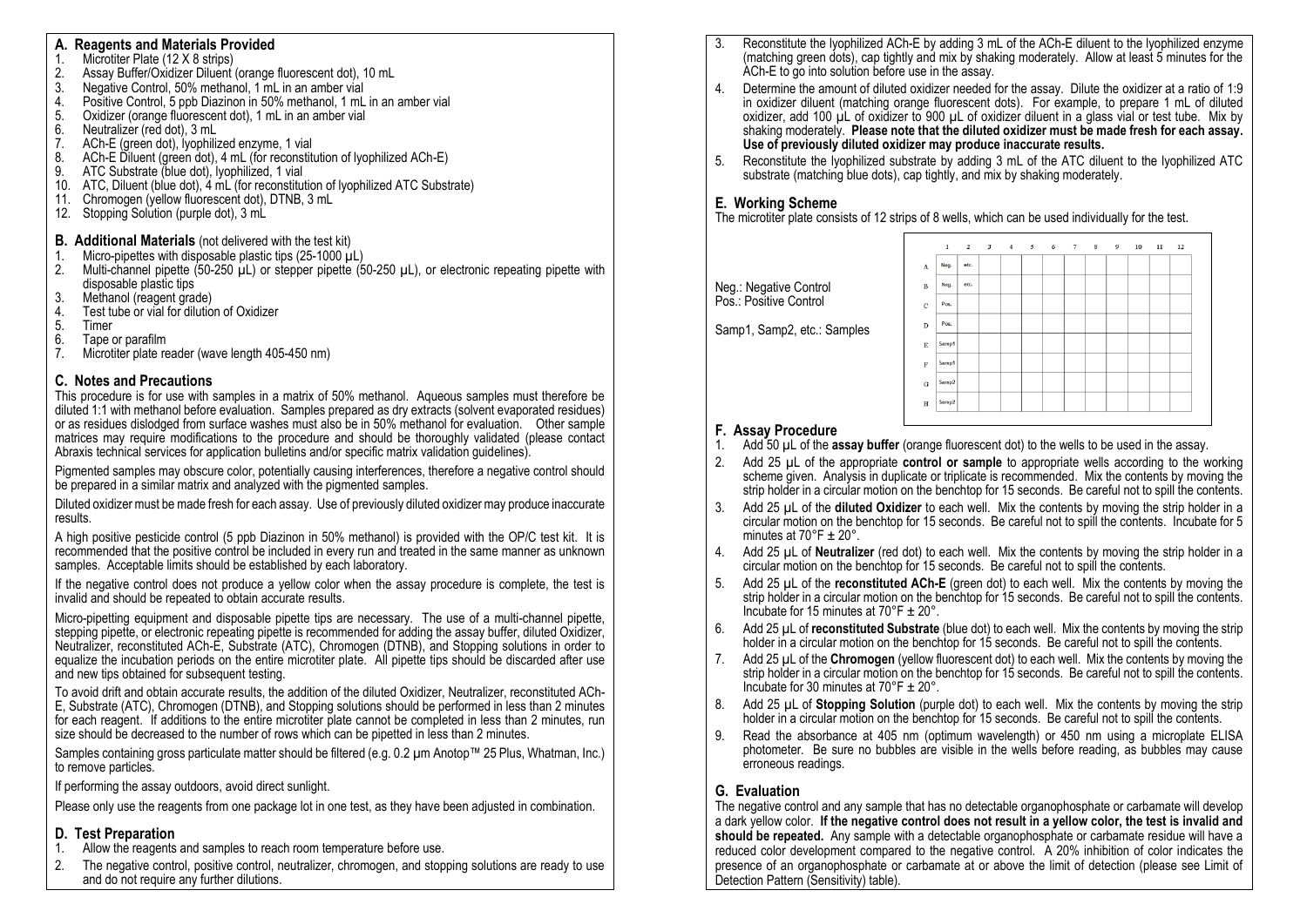## A. Reagents and Materials Provided

1. Microtiter Plate (12 X 8 strips)
2. Assay Buffer/Oxidizer Diluent (orange fluorescent dot), 10 mL
3. Negative Control, 50% methanol, 1 mL in an amber vial
4. Positive Control, 5 ppb Diazinon in 50% methanol, 1 mL in an amber vial
5. Oxidizer (orange fluorescent dot), 1 mL in an amber vial
6. Neutralizer (red dot), 3 mL
7. ACh-E (green dot), lyophilized enzyme, 1 vial
8. ACh-E Diluent (green dot), 4 mL (for reconstitution of lyophilized ACh-E)
9. ATC Substrate (blue dot), lyophilized, 1 vial
10. ATC, Diluent (blue dot), 4 mL (for reconstitution of lyophilized ATC Substrate)
11. Chromogen (yellow fluorescent dot), DTNB, 3 mL
12. Stopping Solution (purple dot), 3 mL

## B. Additional Materials (not delivered with the test kit)

1. Micro-pipettes with disposable plastic tips (25-1000 µL)
2. Multi-channel pipette (50-250 µL) or stepper pipette (50-250 µL), or electronic repeating pipette with disposable plastic tips
3. Methanol (reagent grade)
4. Test tube or vial for dilution of Oxidizer
5. Timer
6. Tape or parafilm
7. Microtiter plate reader (wave length 405-450 nm)

## C. Notes and Precautions

This procedure is for use with samples in a matrix of 50% methanol. Aqueous samples must therefore be diluted 1:1 with methanol before evaluation. Samples prepared as dry extracts (solvent evaporated residues) or as residues dislodged from surface washes must also be in 50% methanol for evaluation. Other sample matrices may require modifications to the procedure and should be thoroughly validated (please contact Abraxis technical services for application bulletins and/or specific matrix validation guidelines).

Pigmented samples may obscure color, potentially causing interferences, therefore a negative control should be prepared in a similar matrix and analyzed with the pigmented samples.

Diluted oxidizer must be made fresh for each assay. Use of previously diluted oxidizer may produce inaccurate results.

A high positive pesticide control (5 ppb Diazinon in 50% methanol) is provided with the OP/C test kit. It is recommended that the positive control be included in every run and treated in the same manner as unknown samples. Acceptable limits should be established by each laboratory.

If the negative control does not produce a yellow color when the assay procedure is complete, the test is invalid and should be repeated to obtain accurate results.

Micro-pipetting equipment and disposable pipette tips are necessary. The use of a multi-channel pipette, stepping pipette, or electronic repeating pipette is recommended for adding the assay buffer, diluted Oxidizer, Neutralizer, reconstituted ACh-E, Substrate (ATC), Chromogen (DTNB), and Stopping solutions in order to equalize the incubation periods on the entire microtiter plate. All pipette tips should be discarded after use and new tips obtained for subsequent testing.

To avoid drift and obtain accurate results, the addition of the diluted Oxidizer, Neutralizer, reconstituted ACh-E, Substrate (ATC), Chromogen (DTNB), and Stopping solutions should be performed in less than 2 minutes for each reagent. If additions to the entire microtiter plate cannot be completed in less than 2 minutes, run size should be decreased to the number of rows which can be pipetted in less than 2 minutes.

Samples containing gross particulate matter should be filtered (e.g. 0.2 µm Anotop™ 25 Plus, Whatman, Inc.) to remove particles.

If performing the assay outdoors, avoid direct sunlight.

Please only use the reagents from one package lot in one test, as they have been adjusted in combination.

## D. Test Preparation

1. Allow the reagents and samples to reach room temperature before use.
2. The negative control, positive control, neutralizer, chromogen, and stopping solutions are ready to use and do not require any further dilutions.
3. Reconstitute the lyophilized ACh-E by adding 3 mL of the ACh-E diluent to the lyophilized enzyme (matching green dots), cap tightly and mix by shaking moderately. Allow at least 5 minutes for the ACh-E to go into solution before use in the assay.
4. Determine the amount of diluted oxidizer needed for the assay. Dilute the oxidizer at a ratio of 1:9 in oxidizer diluent (matching orange fluorescent dots). For example, to prepare 1 mL of diluted oxidizer, add 100 µL of oxidizer to 900 µL of oxidizer diluent in a glass vial or test tube. Mix by shaking moderately. **Please note that the diluted oxidizer must be made fresh for each assay. Use of previously diluted oxidizer may produce inaccurate results.**
5. Reconstitute the lyophilized substrate by adding 3 mL of the ATC diluent to the lyophilized ATC substrate (matching blue dots), cap tightly, and mix by shaking moderately.

## E. Working Scheme

The microtiter plate consists of 12 strips of 8 wells, which can be used individually for the test.

Neg.: Negative Control
Pos.: Positive Control

Samp1, Samp2, etc.: Samples

| | 1 | 2 | 3 | 4 | 5 | 6 | 7 | 8 | 9 | 10 | 11 | 12 |
|---|---|---|---|---|---|---|---|---|---|---|---|---|
| A | Neg. | etc. | | | | | | | | | | |
| B | Neg. | etc. | | | | | | | | | | |
| C | Pos. | | | | | | | | | | | |
| D | Pos. | | | | | | | | | | | |
| E | Samp1 | | | | | | | | | | | |
| F | Samp1 | | | | | | | | | | | |
| G | Samp2 | | | | | | | | | | | |
| H | Samp2 | | | | | | | | | | | |

## F. Assay Procedure

1. Add 50 µL of the **assay buffer** (orange fluorescent dot) to the wells to be used in the assay.
2. Add 25 µL of the appropriate **control or sample** to appropriate wells according to the working scheme given. Analysis in duplicate or triplicate is recommended. Mix the contents by moving the strip holder in a circular motion on the benchtop for 15 seconds. Be careful not to spill the contents.
3. Add 25 µL of the **diluted Oxidizer** to each well. Mix the contents by moving the strip holder in a circular motion on the benchtop for 15 seconds. Be careful not to spill the contents. Incubate for 5 minutes at 70°F ± 20°.
4. Add 25 µL of **Neutralizer** (red dot) to each well. Mix the contents by moving the strip holder in a circular motion on the benchtop for 15 seconds. Be careful not to spill the contents.
5. Add 25 µL of the **reconstituted ACh-E** (green dot) to each well. Mix the contents by moving the strip holder in a circular motion on the benchtop for 15 seconds. Be careful not to spill the contents. Incubate for 15 minutes at 70°F ± 20°.
6. Add 25 µL of **reconstituted Substrate** (blue dot) to each well. Mix the contents by moving the strip holder in a circular motion on the benchtop for 15 seconds. Be careful not to spill the contents.
7. Add 25 µL of the **Chromogen** (yellow fluorescent dot) to each well. Mix the contents by moving the strip holder in a circular motion on the benchtop for 15 seconds. Be careful not to spill the contents. Incubate for 30 minutes at 70°F ± 20°.
8. Add 25 µL of **Stopping Solution** (purple dot) to each well. Mix the contents by moving the strip holder in a circular motion on the benchtop for 15 seconds. Be careful not to spill the contents.
9. Read the absorbance at 405 nm (optimum wavelength) or 450 nm using a microplate ELISA photometer. Be sure no bubbles are visible in the wells before reading, as bubbles may cause erroneous readings.

## G. Evaluation

The negative control and any sample that has no detectable organophosphate or carbamate will develop a dark yellow color. **If the negative control does not result in a yellow color, the test is invalid and should be repeated.** Any sample with a detectable organophosphate or carbamate residue will have a reduced color development compared to the negative control. A 20% inhibition of color indicates the presence of an organophosphate or carbamate at or above the limit of detection (please see Limit of Detection Pattern (Sensitivity) table).